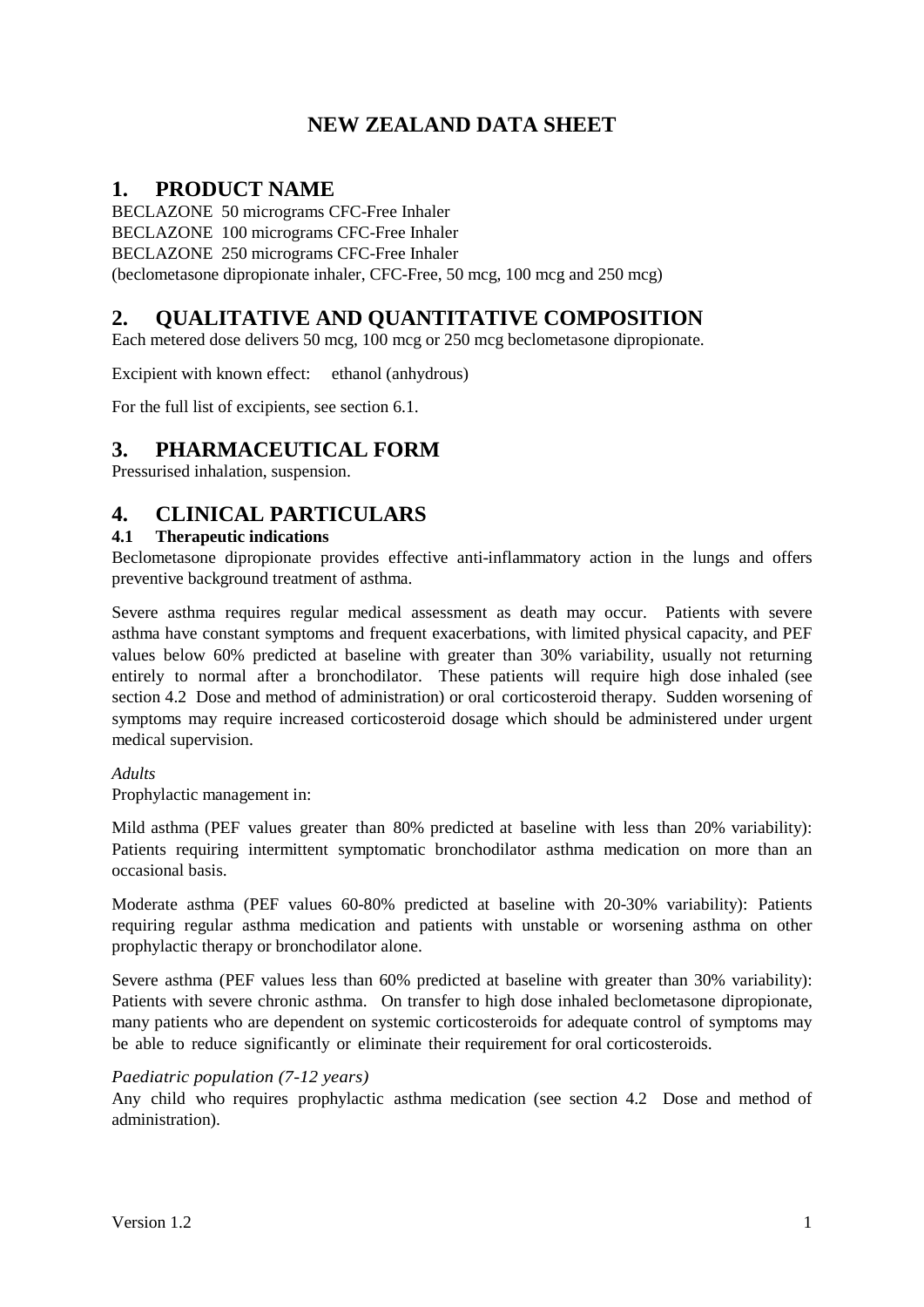# NEW ZEALAND DATA SHEET

## 1. PRODUCT NAME

BECLAZONE 50 micrograms CFC-Free Inhaler
BECLAZONE 100 micrograms CFC-Free Inhaler
BECLAZONE 250 micrograms CFC-Free Inhaler
(beclometasone dipropionate inhaler, CFC-Free, 50 mcg, 100 mcg and 250 mcg)

## 2. QUALITATIVE AND QUANTITATIVE COMPOSITION

Each metered dose delivers 50 mcg, 100 mcg or 250 mcg beclometasone dipropionate.

Excipient with known effect: ethanol (anhydrous)

For the full list of excipients, see section 6.1.

## 3. PHARMACEUTICAL FORM

Pressurised inhalation, suspension.

## 4. CLINICAL PARTICULARS

### 4.1 Therapeutic indications

Beclometasone dipropionate provides effective anti-inflammatory action in the lungs and offers preventive background treatment of asthma.

Severe asthma requires regular medical assessment as death may occur. Patients with severe asthma have constant symptoms and frequent exacerbations, with limited physical capacity, and PEF values below 60% predicted at baseline with greater than 30% variability, usually not returning entirely to normal after a bronchodilator. These patients will require high dose inhaled (see section 4.2 Dose and method of administration) or oral corticosteroid therapy. Sudden worsening of symptoms may require increased corticosteroid dosage which should be administered under urgent medical supervision.

*Adults*

Prophylactic management in:

Mild asthma (PEF values greater than 80% predicted at baseline with less than 20% variability): Patients requiring intermittent symptomatic bronchodilator asthma medication on more than an occasional basis.

Moderate asthma (PEF values 60-80% predicted at baseline with 20-30% variability): Patients requiring regular asthma medication and patients with unstable or worsening asthma on other prophylactic therapy or bronchodilator alone.

Severe asthma (PEF values less than 60% predicted at baseline with greater than 30% variability): Patients with severe chronic asthma. On transfer to high dose inhaled beclometasone dipropionate, many patients who are dependent on systemic corticosteroids for adequate control of symptoms may be able to reduce significantly or eliminate their requirement for oral corticosteroids.

*Paediatric population (7-12 years)*

Any child who requires prophylactic asthma medication (see section 4.2 Dose and method of administration).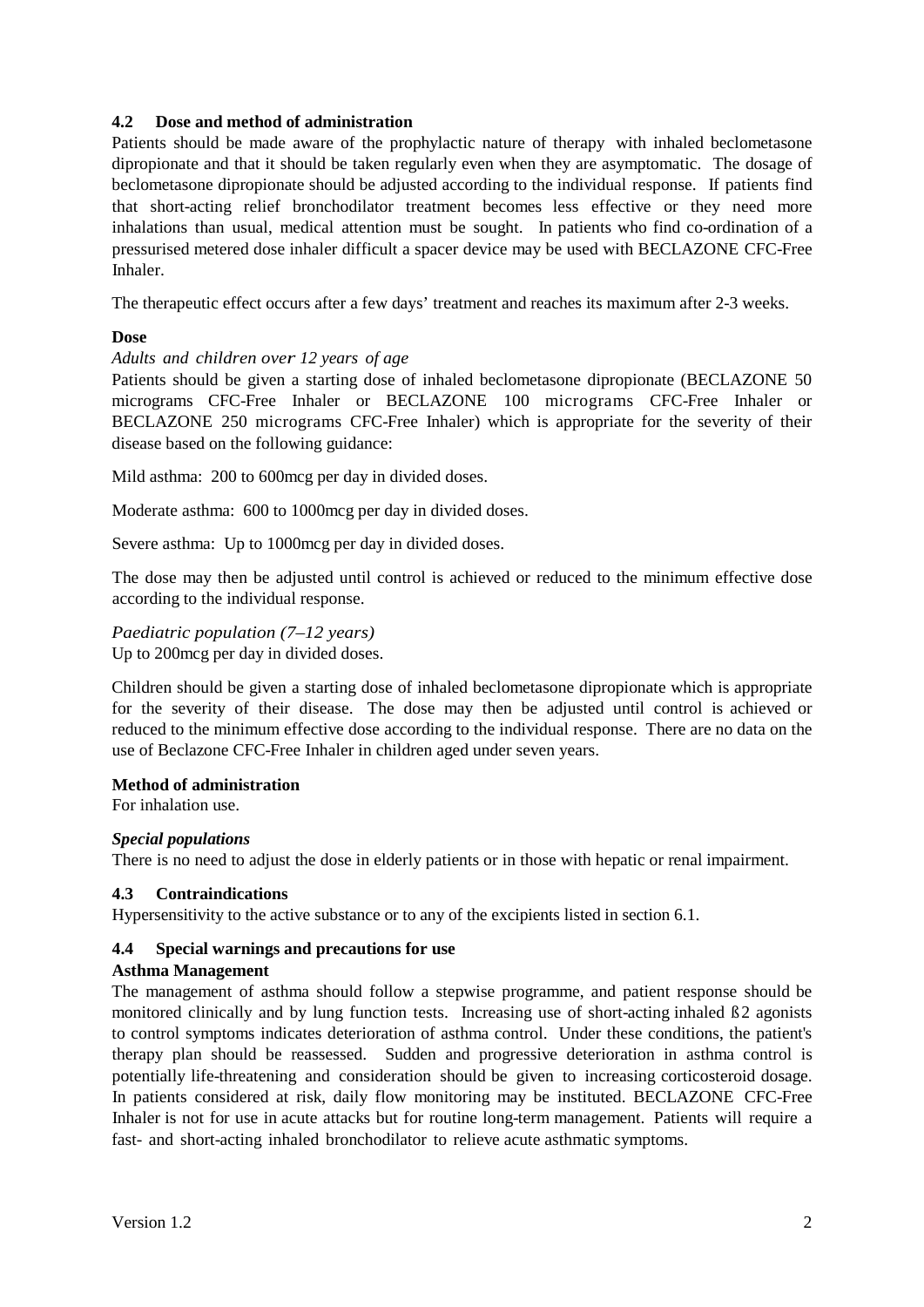## 4.2 Dose and method of administration

Patients should be made aware of the prophylactic nature of therapy with inhaled beclometasone dipropionate and that it should be taken regularly even when they are asymptomatic. The dosage of beclometasone dipropionate should be adjusted according to the individual response. If patients find that short-acting relief bronchodilator treatment becomes less effective or they need more inhalations than usual, medical attention must be sought. In patients who find co-ordination of a pressurised metered dose inhaler difficult a spacer device may be used with BECLAZONE CFC-Free Inhaler.

The therapeutic effect occurs after a few days' treatment and reaches its maximum after 2-3 weeks.

**Dose**

*Adults and children over 12 years of age*

Patients should be given a starting dose of inhaled beclometasone dipropionate (BECLAZONE 50 micrograms CFC-Free Inhaler or BECLAZONE 100 micrograms CFC-Free Inhaler or BECLAZONE 250 micrograms CFC-Free Inhaler) which is appropriate for the severity of their disease based on the following guidance:

Mild asthma: 200 to 600mcg per day in divided doses.

Moderate asthma: 600 to 1000mcg per day in divided doses.

Severe asthma: Up to 1000mcg per day in divided doses.

The dose may then be adjusted until control is achieved or reduced to the minimum effective dose according to the individual response.

*Paediatric population (7–12 years)*

Up to 200mcg per day in divided doses.

Children should be given a starting dose of inhaled beclometasone dipropionate which is appropriate for the severity of their disease. The dose may then be adjusted until control is achieved or reduced to the minimum effective dose according to the individual response. There are no data on the use of Beclazone CFC-Free Inhaler in children aged under seven years.

**Method of administration**

For inhalation use.

***Special populations***

There is no need to adjust the dose in elderly patients or in those with hepatic or renal impairment.

## 4.3 Contraindications

Hypersensitivity to the active substance or to any of the excipients listed in section 6.1.

## 4.4 Special warnings and precautions for use

**Asthma Management**

The management of asthma should follow a stepwise programme, and patient response should be monitored clinically and by lung function tests. Increasing use of short-acting inhaled ß2 agonists to control symptoms indicates deterioration of asthma control. Under these conditions, the patient's therapy plan should be reassessed. Sudden and progressive deterioration in asthma control is potentially life-threatening and consideration should be given to increasing corticosteroid dosage. In patients considered at risk, daily flow monitoring may be instituted. BECLAZONE CFC-Free Inhaler is not for use in acute attacks but for routine long-term management. Patients will require a fast- and short-acting inhaled bronchodilator to relieve acute asthmatic symptoms.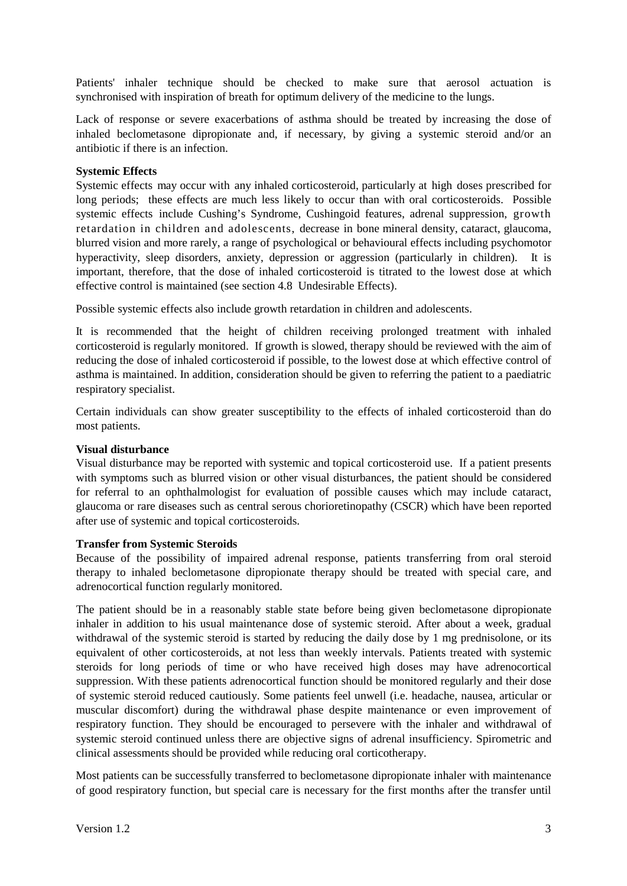Patients' inhaler technique should be checked to make sure that aerosol actuation is synchronised with inspiration of breath for optimum delivery of the medicine to the lungs.

Lack of response or severe exacerbations of asthma should be treated by increasing the dose of inhaled beclometasone dipropionate and, if necessary, by giving a systemic steroid and/or an antibiotic if there is an infection.

**Systemic Effects**

Systemic effects may occur with any inhaled corticosteroid, particularly at high doses prescribed for long periods; these effects are much less likely to occur than with oral corticosteroids. Possible systemic effects include Cushing's Syndrome, Cushingoid features, adrenal suppression, growth retardation in children and adolescents, decrease in bone mineral density, cataract, glaucoma, blurred vision and more rarely, a range of psychological or behavioural effects including psychomotor hyperactivity, sleep disorders, anxiety, depression or aggression (particularly in children). It is important, therefore, that the dose of inhaled corticosteroid is titrated to the lowest dose at which effective control is maintained (see section 4.8 Undesirable Effects).

Possible systemic effects also include growth retardation in children and adolescents.

It is recommended that the height of children receiving prolonged treatment with inhaled corticosteroid is regularly monitored. If growth is slowed, therapy should be reviewed with the aim of reducing the dose of inhaled corticosteroid if possible, to the lowest dose at which effective control of asthma is maintained. In addition, consideration should be given to referring the patient to a paediatric respiratory specialist.

Certain individuals can show greater susceptibility to the effects of inhaled corticosteroid than do most patients.

**Visual disturbance**

Visual disturbance may be reported with systemic and topical corticosteroid use. If a patient presents with symptoms such as blurred vision or other visual disturbances, the patient should be considered for referral to an ophthalmologist for evaluation of possible causes which may include cataract, glaucoma or rare diseases such as central serous chorioretinopathy (CSCR) which have been reported after use of systemic and topical corticosteroids.

**Transfer from Systemic Steroids**

Because of the possibility of impaired adrenal response, patients transferring from oral steroid therapy to inhaled beclometasone dipropionate therapy should be treated with special care, and adrenocortical function regularly monitored.

The patient should be in a reasonably stable state before being given beclometasone dipropionate inhaler in addition to his usual maintenance dose of systemic steroid. After about a week, gradual withdrawal of the systemic steroid is started by reducing the daily dose by 1 mg prednisolone, or its equivalent of other corticosteroids, at not less than weekly intervals. Patients treated with systemic steroids for long periods of time or who have received high doses may have adrenocortical suppression. With these patients adrenocortical function should be monitored regularly and their dose of systemic steroid reduced cautiously. Some patients feel unwell (i.e. headache, nausea, articular or muscular discomfort) during the withdrawal phase despite maintenance or even improvement of respiratory function. They should be encouraged to persevere with the inhaler and withdrawal of systemic steroid continued unless there are objective signs of adrenal insufficiency. Spirometric and clinical assessments should be provided while reducing oral corticotherapy.

Most patients can be successfully transferred to beclometasone dipropionate inhaler with maintenance of good respiratory function, but special care is necessary for the first months after the transfer until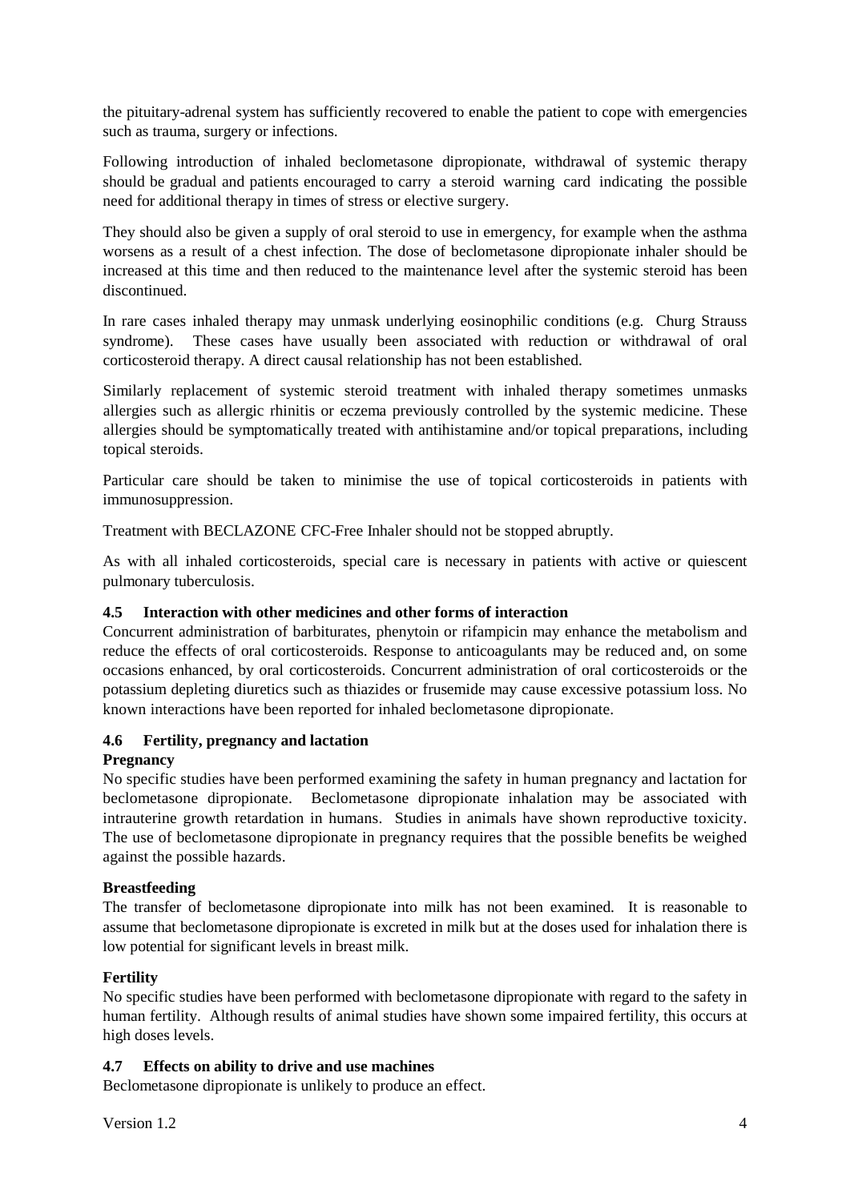the pituitary-adrenal system has sufficiently recovered to enable the patient to cope with emergencies such as trauma, surgery or infections.

Following introduction of inhaled beclometasone dipropionate, withdrawal of systemic therapy should be gradual and patients encouraged to carry a steroid warning card indicating the possible need for additional therapy in times of stress or elective surgery.

They should also be given a supply of oral steroid to use in emergency, for example when the asthma worsens as a result of a chest infection. The dose of beclometasone dipropionate inhaler should be increased at this time and then reduced to the maintenance level after the systemic steroid has been discontinued.

In rare cases inhaled therapy may unmask underlying eosinophilic conditions (e.g. Churg Strauss syndrome). These cases have usually been associated with reduction or withdrawal of oral corticosteroid therapy. A direct causal relationship has not been established.

Similarly replacement of systemic steroid treatment with inhaled therapy sometimes unmasks allergies such as allergic rhinitis or eczema previously controlled by the systemic medicine. These allergies should be symptomatically treated with antihistamine and/or topical preparations, including topical steroids.

Particular care should be taken to minimise the use of topical corticosteroids in patients with immunosuppression.

Treatment with BECLAZONE CFC-Free Inhaler should not be stopped abruptly.

As with all inhaled corticosteroids, special care is necessary in patients with active or quiescent pulmonary tuberculosis.

### 4.5 Interaction with other medicines and other forms of interaction

Concurrent administration of barbiturates, phenytoin or rifampicin may enhance the metabolism and reduce the effects of oral corticosteroids. Response to anticoagulants may be reduced and, on some occasions enhanced, by oral corticosteroids. Concurrent administration of oral corticosteroids or the potassium depleting diuretics such as thiazides or frusemide may cause excessive potassium loss. No known interactions have been reported for inhaled beclometasone dipropionate.

### 4.6 Fertility, pregnancy and lactation

**Pregnancy**

No specific studies have been performed examining the safety in human pregnancy and lactation for beclometasone dipropionate. Beclometasone dipropionate inhalation may be associated with intrauterine growth retardation in humans. Studies in animals have shown reproductive toxicity. The use of beclometasone dipropionate in pregnancy requires that the possible benefits be weighed against the possible hazards.

**Breastfeeding**

The transfer of beclometasone dipropionate into milk has not been examined. It is reasonable to assume that beclometasone dipropionate is excreted in milk but at the doses used for inhalation there is low potential for significant levels in breast milk.

**Fertility**

No specific studies have been performed with beclometasone dipropionate with regard to the safety in human fertility. Although results of animal studies have shown some impaired fertility, this occurs at high doses levels.

### 4.7 Effects on ability to drive and use machines

Beclometasone dipropionate is unlikely to produce an effect.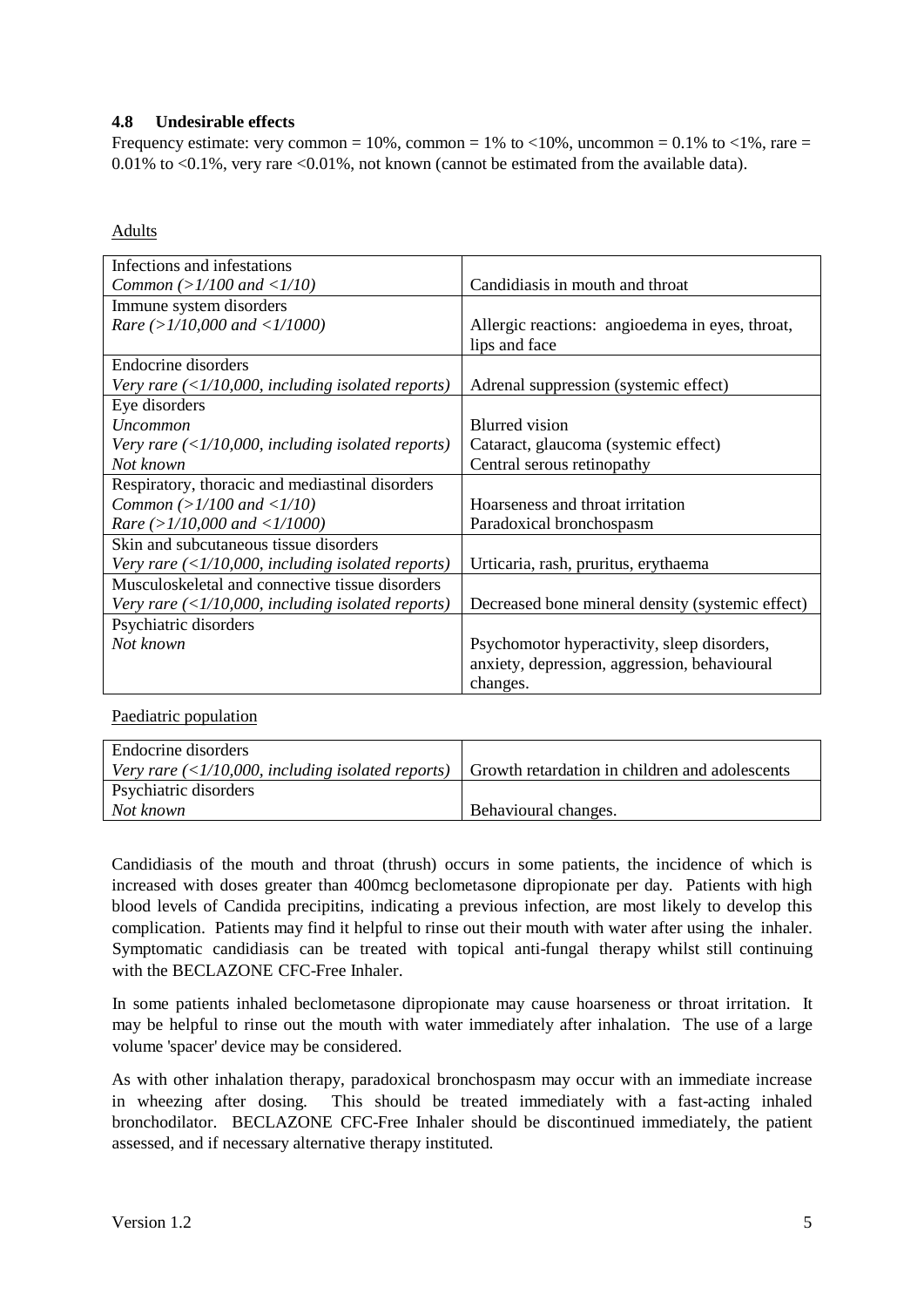### 4.8 Undesirable effects

Frequency estimate: very common = 10%, common = 1% to <10%, uncommon = 0.1% to <1%, rare = 0.01% to <0.1%, very rare <0.01%, not known (cannot be estimated from the available data).

Adults

| | |
|---|---|
| Infections and infestations<br>*Common (>1/100 and <1/10)* | Candidiasis in mouth and throat |
| Immune system disorders<br>*Rare (>1/10,000 and <1/1000)* | Allergic reactions: angioedema in eyes, throat, lips and face |
| Endocrine disorders<br>*Very rare (<1/10,000, including isolated reports)* | Adrenal suppression (systemic effect) |
| Eye disorders<br>*Uncommon*<br>*Very rare (<1/10,000, including isolated reports)*<br>*Not known* | <br>Blurred vision<br>Cataract, glaucoma (systemic effect)<br>Central serous retinopathy |
| Respiratory, thoracic and mediastinal disorders<br>*Common (>1/100 and <1/10)*<br>*Rare (>1/10,000 and <1/1000)* | <br>Hoarseness and throat irritation<br>Paradoxical bronchospasm |
| Skin and subcutaneous tissue disorders<br>*Very rare (<1/10,000, including isolated reports)* | Urticaria, rash, pruritus, erythaema |
| Musculoskeletal and connective tissue disorders<br>*Very rare (<1/10,000, including isolated reports)* | Decreased bone mineral density (systemic effect) |
| Psychiatric disorders<br>*Not known* | Psychomotor hyperactivity, sleep disorders, anxiety, depression, aggression, behavioural changes. |

Paediatric population

| | |
|---|---|
| Endocrine disorders<br>*Very rare (<1/10,000, including isolated reports)* | Growth retardation in children and adolescents |
| Psychiatric disorders<br>*Not known* | Behavioural changes. |

Candidiasis of the mouth and throat (thrush) occurs in some patients, the incidence of which is increased with doses greater than 400mcg beclometasone dipropionate per day. Patients with high blood levels of Candida precipitins, indicating a previous infection, are most likely to develop this complication. Patients may find it helpful to rinse out their mouth with water after using the inhaler. Symptomatic candidiasis can be treated with topical anti-fungal therapy whilst still continuing with the BECLAZONE CFC-Free Inhaler.

In some patients inhaled beclometasone dipropionate may cause hoarseness or throat irritation. It may be helpful to rinse out the mouth with water immediately after inhalation. The use of a large volume 'spacer' device may be considered.

As with other inhalation therapy, paradoxical bronchospasm may occur with an immediate increase in wheezing after dosing. This should be treated immediately with a fast-acting inhaled bronchodilator. BECLAZONE CFC-Free Inhaler should be discontinued immediately, the patient assessed, and if necessary alternative therapy instituted.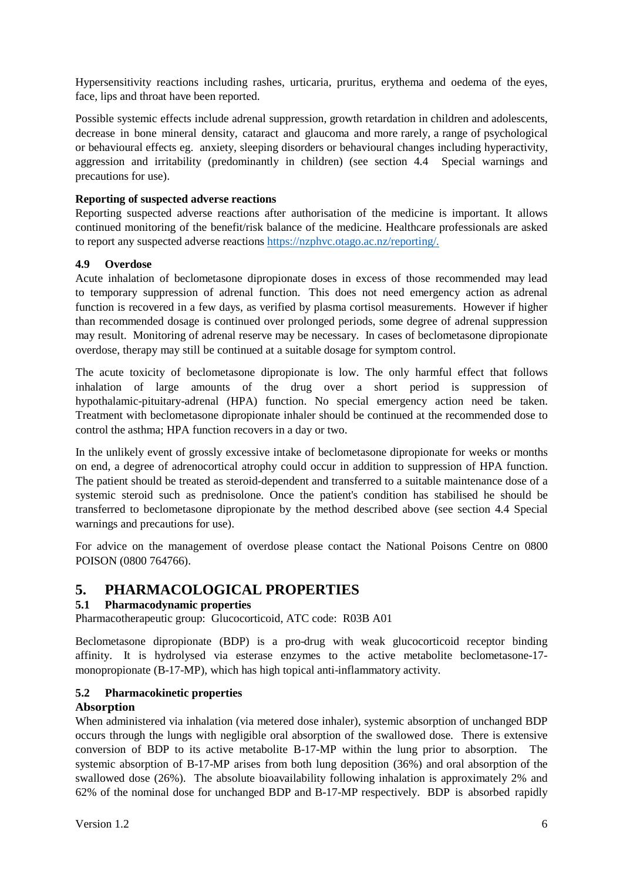Hypersensitivity reactions including rashes, urticaria, pruritus, erythema and oedema of the eyes, face, lips and throat have been reported.

Possible systemic effects include adrenal suppression, growth retardation in children and adolescents, decrease in bone mineral density, cataract and glaucoma and more rarely, a range of psychological or behavioural effects eg. anxiety, sleeping disorders or behavioural changes including hyperactivity, aggression and irritability (predominantly in children) (see section 4.4 Special warnings and precautions for use).

**Reporting of suspected adverse reactions**

Reporting suspected adverse reactions after authorisation of the medicine is important. It allows continued monitoring of the benefit/risk balance of the medicine. Healthcare professionals are asked to report any suspected adverse reactions https://nzphvc.otago.ac.nz/reporting/.

### 4.9 Overdose

Acute inhalation of beclometasone dipropionate doses in excess of those recommended may lead to temporary suppression of adrenal function. This does not need emergency action as adrenal function is recovered in a few days, as verified by plasma cortisol measurements. However if higher than recommended dosage is continued over prolonged periods, some degree of adrenal suppression may result. Monitoring of adrenal reserve may be necessary. In cases of beclometasone dipropionate overdose, therapy may still be continued at a suitable dosage for symptom control.

The acute toxicity of beclometasone dipropionate is low. The only harmful effect that follows inhalation of large amounts of the drug over a short period is suppression of hypothalamic-pituitary-adrenal (HPA) function. No special emergency action need be taken. Treatment with beclometasone dipropionate inhaler should be continued at the recommended dose to control the asthma; HPA function recovers in a day or two.

In the unlikely event of grossly excessive intake of beclometasone dipropionate for weeks or months on end, a degree of adrenocortical atrophy could occur in addition to suppression of HPA function. The patient should be treated as steroid-dependent and transferred to a suitable maintenance dose of a systemic steroid such as prednisolone. Once the patient's condition has stabilised he should be transferred to beclometasone dipropionate by the method described above (see section 4.4 Special warnings and precautions for use).

For advice on the management of overdose please contact the National Poisons Centre on 0800 POISON (0800 764766).

## 5. PHARMACOLOGICAL PROPERTIES

### 5.1 Pharmacodynamic properties

Pharmacotherapeutic group: Glucocorticoid, ATC code: R03B A01

Beclometasone dipropionate (BDP) is a pro-drug with weak glucocorticoid receptor binding affinity. It is hydrolysed via esterase enzymes to the active metabolite beclometasone-17-monopropionate (B-17-MP), which has high topical anti-inflammatory activity.

### 5.2 Pharmacokinetic properties

**Absorption**

When administered via inhalation (via metered dose inhaler), systemic absorption of unchanged BDP occurs through the lungs with negligible oral absorption of the swallowed dose. There is extensive conversion of BDP to its active metabolite B-17-MP within the lung prior to absorption. The systemic absorption of B-17-MP arises from both lung deposition (36%) and oral absorption of the swallowed dose (26%). The absolute bioavailability following inhalation is approximately 2% and 62% of the nominal dose for unchanged BDP and B-17-MP respectively. BDP is absorbed rapidly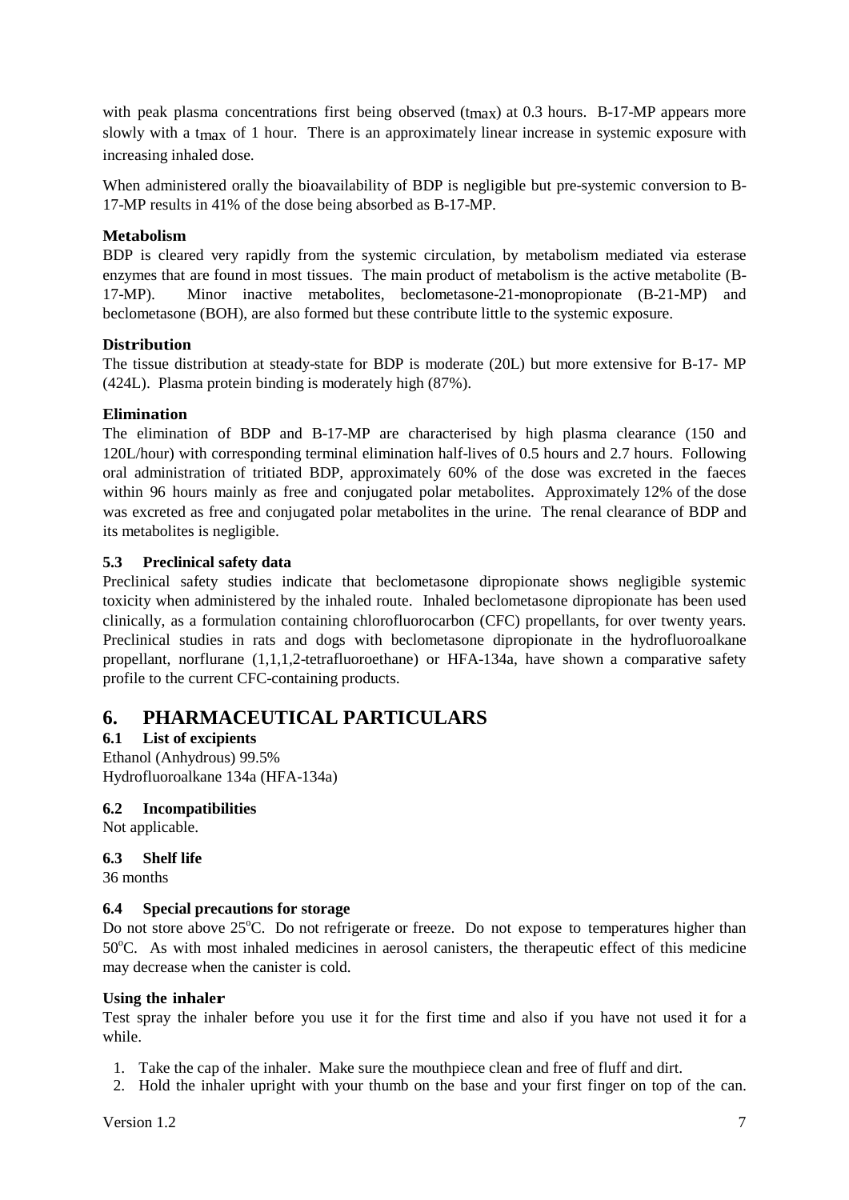with peak plasma concentrations first being observed ($t_{max}$) at 0.3 hours. B-17-MP appears more slowly with a $t_{max}$ of 1 hour. There is an approximately linear increase in systemic exposure with increasing inhaled dose.

When administered orally the bioavailability of BDP is negligible but pre-systemic conversion to B-17-MP results in 41% of the dose being absorbed as B-17-MP.

**Metabolism**
BDP is cleared very rapidly from the systemic circulation, by metabolism mediated via esterase enzymes that are found in most tissues. The main product of metabolism is the active metabolite (B-17-MP). Minor inactive metabolites, beclometasone-21-monopropionate (B-21-MP) and beclometasone (BOH), are also formed but these contribute little to the systemic exposure.

**Distribution**
The tissue distribution at steady-state for BDP is moderate (20L) but more extensive for B-17- MP (424L). Plasma protein binding is moderately high (87%).

**Elimination**
The elimination of BDP and B-17-MP are characterised by high plasma clearance (150 and 120L/hour) with corresponding terminal elimination half-lives of 0.5 hours and 2.7 hours. Following oral administration of tritiated BDP, approximately 60% of the dose was excreted in the faeces within 96 hours mainly as free and conjugated polar metabolites. Approximately 12% of the dose was excreted as free and conjugated polar metabolites in the urine. The renal clearance of BDP and its metabolites is negligible.

### 5.3 Preclinical safety data

Preclinical safety studies indicate that beclometasone dipropionate shows negligible systemic toxicity when administered by the inhaled route. Inhaled beclometasone dipropionate has been used clinically, as a formulation containing chlorofluorocarbon (CFC) propellants, for over twenty years. Preclinical studies in rats and dogs with beclometasone dipropionate in the hydrofluoroalkane propellant, norflurane (1,1,1,2-tetrafluoroethane) or HFA-134a, have shown a comparative safety profile to the current CFC-containing products.

## 6. PHARMACEUTICAL PARTICULARS

### 6.1 List of excipients

Ethanol (Anhydrous) 99.5%
Hydrofluoroalkane 134a (HFA-134a)

### 6.2 Incompatibilities

Not applicable.

### 6.3 Shelf life

36 months

### 6.4 Special precautions for storage

Do not store above 25°C. Do not refrigerate or freeze. Do not expose to temperatures higher than 50°C. As with most inhaled medicines in aerosol canisters, the therapeutic effect of this medicine may decrease when the canister is cold.

**Using the inhaler**

Test spray the inhaler before you use it for the first time and also if you have not used it for a while.

1. Take the cap of the inhaler. Make sure the mouthpiece clean and free of fluff and dirt.
2. Hold the inhaler upright with your thumb on the base and your first finger on top of the can.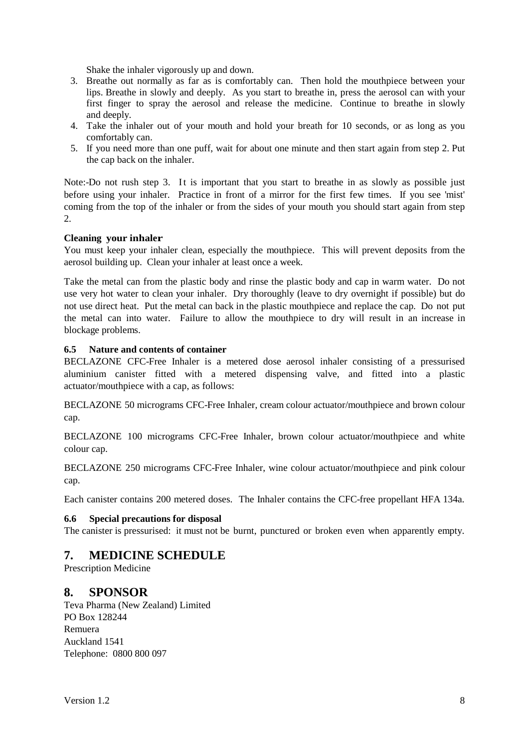Shake the inhaler vigorously up and down.

3. Breathe out normally as far as is comfortably can. Then hold the mouthpiece between your lips. Breathe in slowly and deeply. As you start to breathe in, press the aerosol can with your first finger to spray the aerosol and release the medicine. Continue to breathe in slowly and deeply.
4. Take the inhaler out of your mouth and hold your breath for 10 seconds, or as long as you comfortably can.
5. If you need more than one puff, wait for about one minute and then start again from step 2. Put the cap back on the inhaler.

Note:-Do not rush step 3. It is important that you start to breathe in as slowly as possible just before using your inhaler. Practice in front of a mirror for the first few times. If you see 'mist' coming from the top of the inhaler or from the sides of your mouth you should start again from step 2.

**Cleaning your inhaler**

You must keep your inhaler clean, especially the mouthpiece. This will prevent deposits from the aerosol building up. Clean your inhaler at least once a week.

Take the metal can from the plastic body and rinse the plastic body and cap in warm water. Do not use very hot water to clean your inhaler. Dry thoroughly (leave to dry overnight if possible) but do not use direct heat. Put the metal can back in the plastic mouthpiece and replace the cap. Do not put the metal can into water. Failure to allow the mouthpiece to dry will result in an increase in blockage problems.

### 6.5 Nature and contents of container

BECLAZONE CFC-Free Inhaler is a metered dose aerosol inhaler consisting of a pressurised aluminium canister fitted with a metered dispensing valve, and fitted into a plastic actuator/mouthpiece with a cap, as follows:

BECLAZONE 50 micrograms CFC-Free Inhaler, cream colour actuator/mouthpiece and brown colour cap.

BECLAZONE 100 micrograms CFC-Free Inhaler, brown colour actuator/mouthpiece and white colour cap.

BECLAZONE 250 micrograms CFC-Free Inhaler, wine colour actuator/mouthpiece and pink colour cap.

Each canister contains 200 metered doses. The Inhaler contains the CFC-free propellant HFA 134a.

### 6.6 Special precautions for disposal

The canister is pressurised: it must not be burnt, punctured or broken even when apparently empty.

## 7. MEDICINE SCHEDULE

Prescription Medicine

## 8. SPONSOR

Teva Pharma (New Zealand) Limited
PO Box 128244
Remuera
Auckland 1541
Telephone: 0800 800 097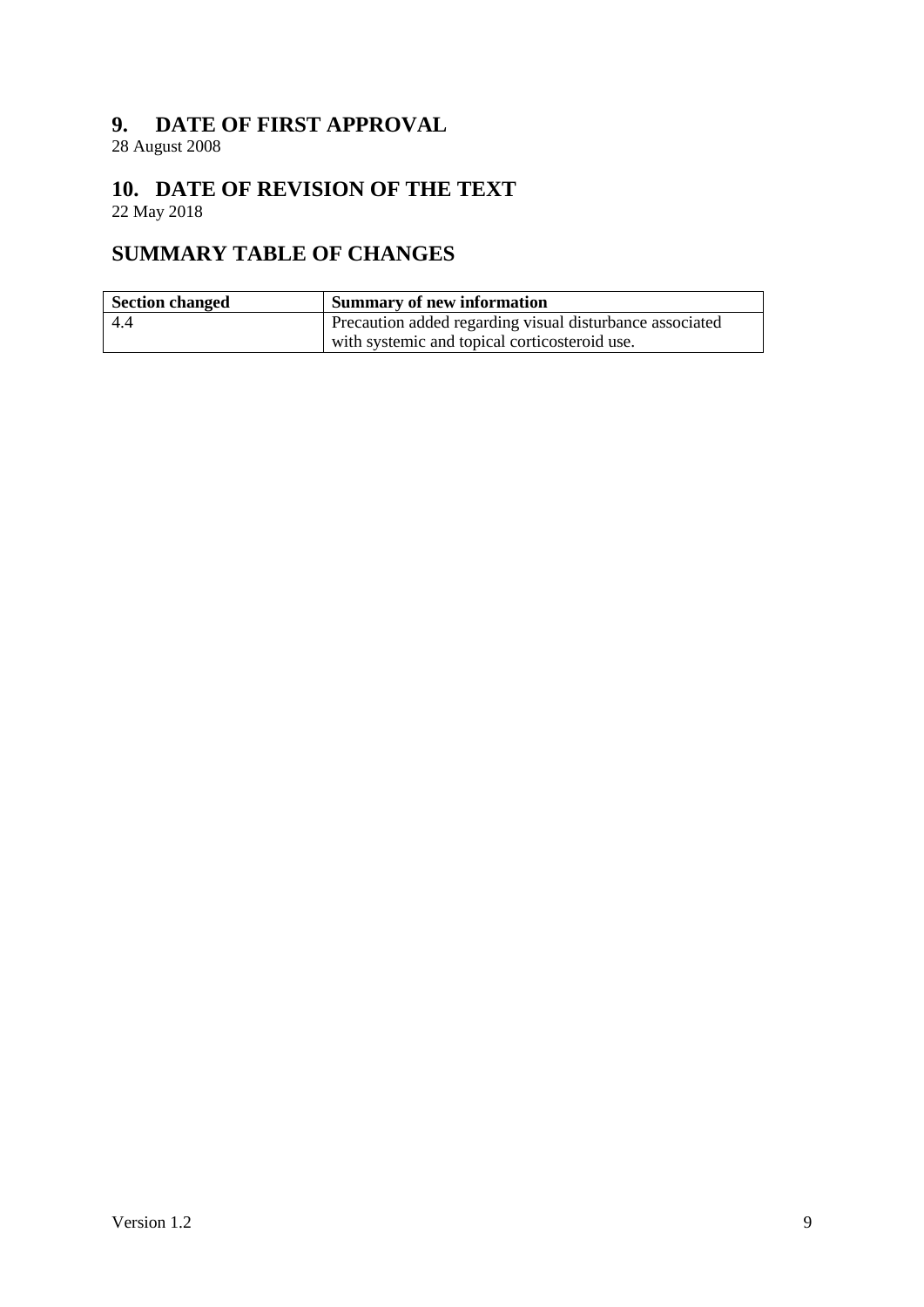## 9. DATE OF FIRST APPROVAL

28 August 2008

## 10. DATE OF REVISION OF THE TEXT

22 May 2018

## SUMMARY TABLE OF CHANGES

| Section changed | Summary of new information |
|---|---|
| 4.4 | Precaution added regarding visual disturbance associated with systemic and topical corticosteroid use. |

Version 1.2